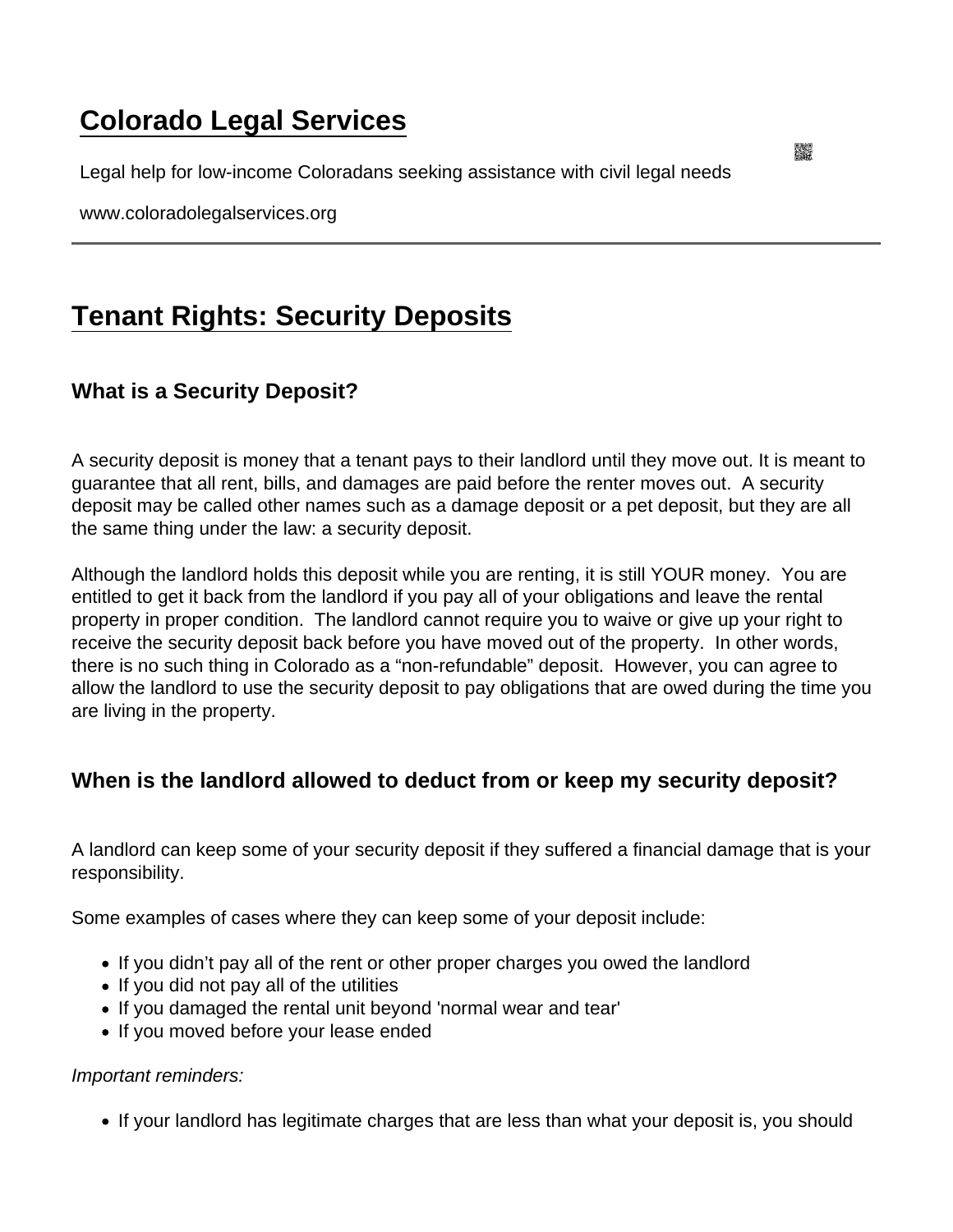# Colorado Legal Services

Legal help for low-income Coloradans seeking assistance with civil legal needs

www.coloradolegalservices.org

---

# Tenant Rights: Security Deposits

## What is a Security Deposit?

A security deposit is money that a tenant pays to their landlord until they move out. It is meant to guarantee that all rent, bills, and damages are paid before the renter moves out. A security deposit may be called other names such as a damage deposit or a pet deposit, but they are all the same thing under the law: a security deposit.

Although the landlord holds this deposit while you are renting, it is still YOUR money. You are entitled to get it back from the landlord if you pay all of your obligations and leave the rental property in proper condition. The landlord cannot require you to waive or give up your right to receive the security deposit back before you have moved out of the property. In other words, there is no such thing in Colorado as a "non-refundable" deposit. However, you can agree to allow the landlord to use the security deposit to pay obligations that are owed during the time you are living in the property.

## When is the landlord allowed to deduct from or keep my security deposit?

A landlord can keep some of your security deposit if they suffered a financial damage that is your responsibility.

Some examples of cases where they can keep some of your deposit include:

- If you didn't pay all of the rent or other proper charges you owed the landlord
- If you did not pay all of the utilities
- If you damaged the rental unit beyond 'normal wear and tear'
- If you moved before your lease ended

*Important reminders:*

- If your landlord has legitimate charges that are less than what your deposit is, you should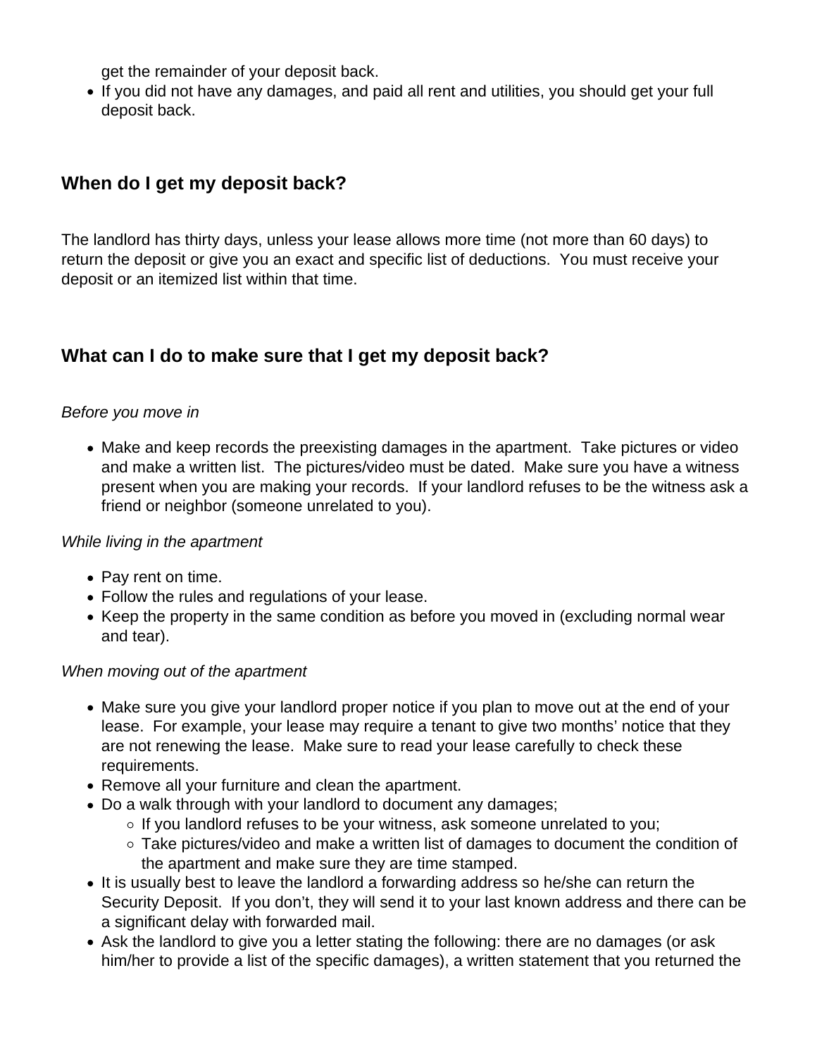get the remainder of your deposit back.

- If you did not have any damages, and paid all rent and utilities, you should get your full deposit back.

## When do I get my deposit back?

The landlord has thirty days, unless your lease allows more time (not more than 60 days) to return the deposit or give you an exact and specific list of deductions. You must receive your deposit or an itemized list within that time.

## What can I do to make sure that I get my deposit back?

*Before you move in*

- Make and keep records the preexisting damages in the apartment. Take pictures or video and make a written list. The pictures/video must be dated. Make sure you have a witness present when you are making your records. If your landlord refuses to be the witness ask a friend or neighbor (someone unrelated to you).

*While living in the apartment*

- Pay rent on time.
- Follow the rules and regulations of your lease.
- Keep the property in the same condition as before you moved in (excluding normal wear and tear).

*When moving out of the apartment*

- Make sure you give your landlord proper notice if you plan to move out at the end of your lease. For example, your lease may require a tenant to give two months' notice that they are not renewing the lease. Make sure to read your lease carefully to check these requirements.
- Remove all your furniture and clean the apartment.
- Do a walk through with your landlord to document any damages;
    - If you landlord refuses to be your witness, ask someone unrelated to you;
    - Take pictures/video and make a written list of damages to document the condition of the apartment and make sure they are time stamped.
- It is usually best to leave the landlord a forwarding address so he/she can return the Security Deposit. If you don't, they will send it to your last known address and there can be a significant delay with forwarded mail.
- Ask the landlord to give you a letter stating the following: there are no damages (or ask him/her to provide a list of the specific damages), a written statement that you returned the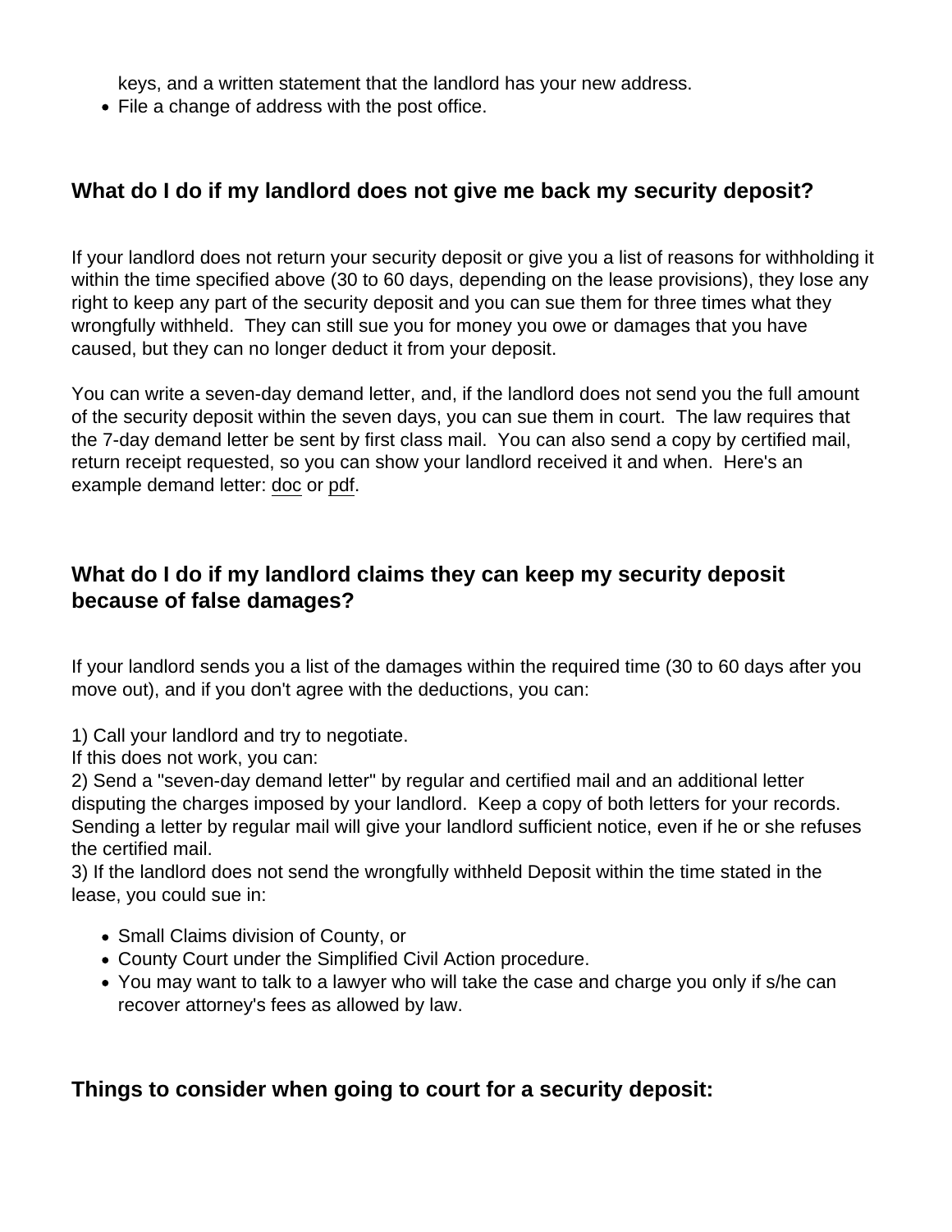keys, and a written statement that the landlord has your new address.
- File a change of address with the post office.

## What do I do if my landlord does not give me back my security deposit?

If your landlord does not return your security deposit or give you a list of reasons for withholding it within the time specified above (30 to 60 days, depending on the lease provisions), they lose any right to keep any part of the security deposit and you can sue them for three times what they wrongfully withheld. They can still sue you for money you owe or damages that you have caused, but they can no longer deduct it from your deposit.

You can write a seven-day demand letter, and, if the landlord does not send you the full amount of the security deposit within the seven days, you can sue them in court. The law requires that the 7-day demand letter be sent by first class mail. You can also send a copy by certified mail, return receipt requested, so you can show your landlord received it and when. Here's an example demand letter: doc or pdf.

## What do I do if my landlord claims they can keep my security deposit because of false damages?

If your landlord sends you a list of the damages within the required time (30 to 60 days after you move out), and if you don't agree with the deductions, you can:

1) Call your landlord and try to negotiate.
If this does not work, you can:
2) Send a "seven-day demand letter" by regular and certified mail and an additional letter disputing the charges imposed by your landlord. Keep a copy of both letters for your records. Sending a letter by regular mail will give your landlord sufficient notice, even if he or she refuses the certified mail.
3) If the landlord does not send the wrongfully withheld Deposit within the time stated in the lease, you could sue in:

- Small Claims division of County, or
- County Court under the Simplified Civil Action procedure.
- You may want to talk to a lawyer who will take the case and charge you only if s/he can recover attorney's fees as allowed by law.

## Things to consider when going to court for a security deposit: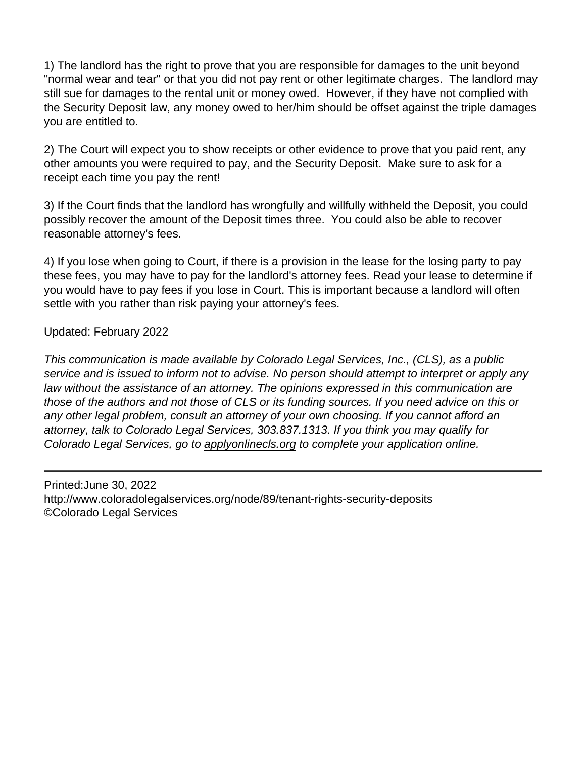1) The landlord has the right to prove that you are responsible for damages to the unit beyond "normal wear and tear" or that you did not pay rent or other legitimate charges. The landlord may still sue for damages to the rental unit or money owed. However, if they have not complied with the Security Deposit law, any money owed to her/him should be offset against the triple damages you are entitled to.

2) The Court will expect you to show receipts or other evidence to prove that you paid rent, any other amounts you were required to pay, and the Security Deposit. Make sure to ask for a receipt each time you pay the rent!

3) If the Court finds that the landlord has wrongfully and willfully withheld the Deposit, you could possibly recover the amount of the Deposit times three. You could also be able to recover reasonable attorney's fees.

4) If you lose when going to Court, if there is a provision in the lease for the losing party to pay these fees, you may have to pay for the landlord's attorney fees. Read your lease to determine if you would have to pay fees if you lose in Court. This is important because a landlord will often settle with you rather than risk paying your attorney's fees.

Updated: February 2022

*This communication is made available by Colorado Legal Services, Inc., (CLS), as a public service and is issued to inform not to advise. No person should attempt to interpret or apply any law without the assistance of an attorney. The opinions expressed in this communication are those of the authors and not those of CLS or its funding sources. If you need advice on this or any other legal problem, consult an attorney of your own choosing. If you cannot afford an attorney, talk to Colorado Legal Services, 303.837.1313. If you think you may qualify for Colorado Legal Services, go to applyonlinecls.org to complete your application online.*

---

Printed:June 30, 2022
http://www.coloradolegalservices.org/node/89/tenant-rights-security-deposits
©Colorado Legal Services